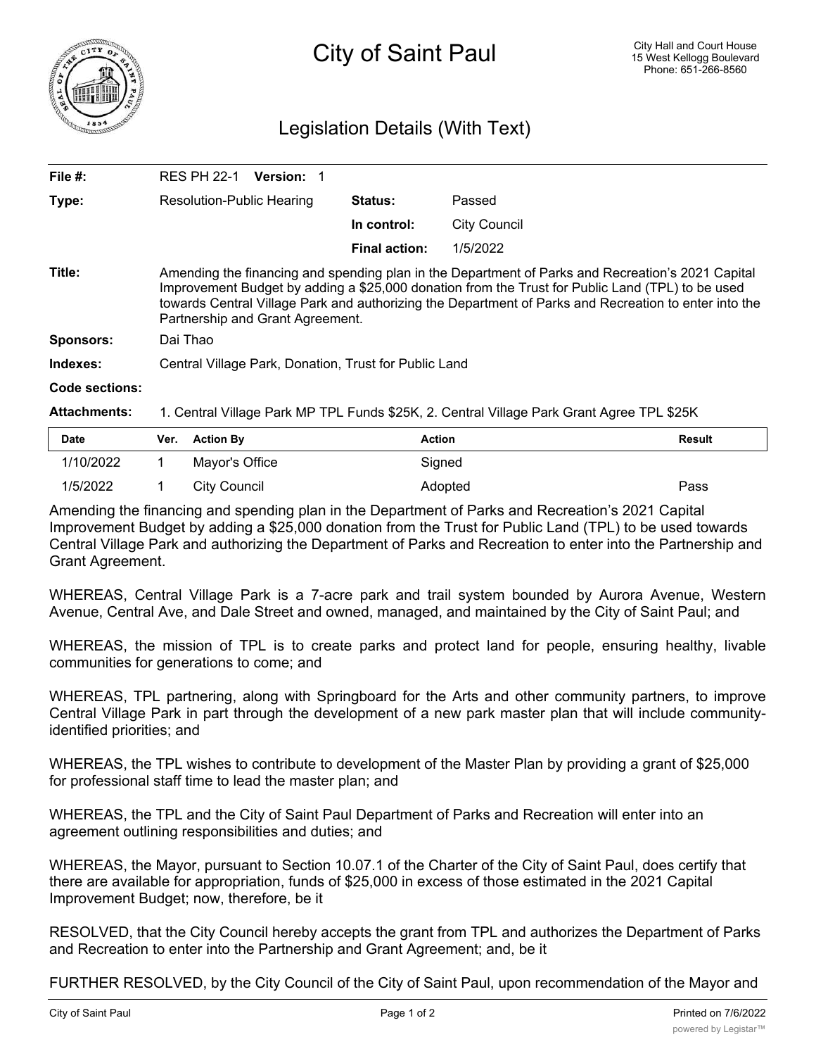# City of Saint Paul

City Hall and Court House
15 West Kellogg Boulevard
Phone: 651-266-8560

## Legislation Details (With Text)

| | | | |
|---|---|---|---|
| **File #:** | RES PH 22-1 **Version:** 1 | | |
| **Type:** | Resolution-Public Hearing | **Status:** | Passed |
| | | **In control:** | City Council |
| | | **Final action:** | 1/5/2022 |

**Title:** Amending the financing and spending plan in the Department of Parks and Recreation's 2021 Capital Improvement Budget by adding a $25,000 donation from the Trust for Public Land (TPL) to be used towards Central Village Park and authorizing the Department of Parks and Recreation to enter into the Partnership and Grant Agreement.

**Sponsors:** Dai Thao

**Indexes:** Central Village Park, Donation, Trust for Public Land

**Code sections:**

**Attachments:** 1. Central Village Park MP TPL Funds $25K, 2. Central Village Park Grant Agree TPL $25K

| Date | Ver. | Action By | Action | Result |
|---|---|---|---|---|
| 1/10/2022 | 1 | Mayor's Office | Signed | |
| 1/5/2022 | 1 | City Council | Adopted | Pass |

Amending the financing and spending plan in the Department of Parks and Recreation's 2021 Capital Improvement Budget by adding a $25,000 donation from the Trust for Public Land (TPL) to be used towards Central Village Park and authorizing the Department of Parks and Recreation to enter into the Partnership and Grant Agreement.

WHEREAS, Central Village Park is a 7-acre park and trail system bounded by Aurora Avenue, Western Avenue, Central Ave, and Dale Street and owned, managed, and maintained by the City of Saint Paul; and

WHEREAS, the mission of TPL is to create parks and protect land for people, ensuring healthy, livable communities for generations to come; and

WHEREAS, TPL partnering, along with Springboard for the Arts and other community partners, to improve Central Village Park in part through the development of a new park master plan that will include community-identified priorities; and

WHEREAS, the TPL wishes to contribute to development of the Master Plan by providing a grant of $25,000 for professional staff time to lead the master plan; and

WHEREAS, the TPL and the City of Saint Paul Department of Parks and Recreation will enter into an agreement outlining responsibilities and duties; and

WHEREAS, the Mayor, pursuant to Section 10.07.1 of the Charter of the City of Saint Paul, does certify that there are available for appropriation, funds of $25,000 in excess of those estimated in the 2021 Capital Improvement Budget; now, therefore, be it

RESOLVED, that the City Council hereby accepts the grant from TPL and authorizes the Department of Parks and Recreation to enter into the Partnership and Grant Agreement; and, be it

FURTHER RESOLVED, by the City Council of the City of Saint Paul, upon recommendation of the Mayor and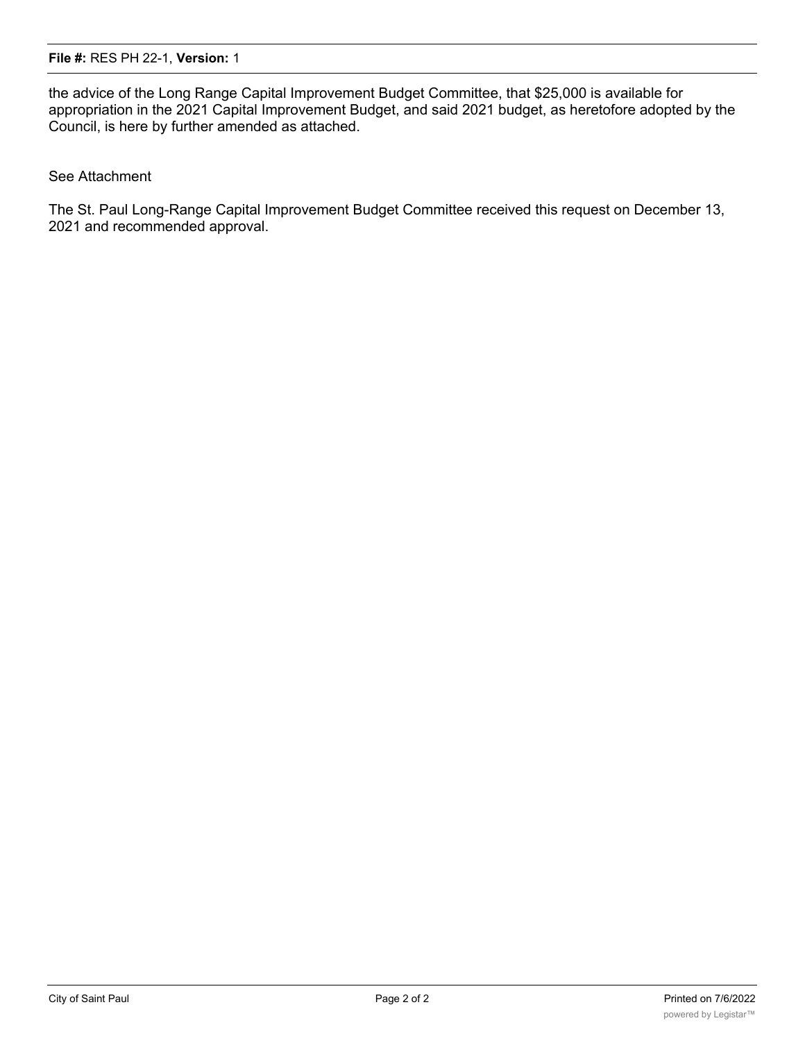the advice of the Long Range Capital Improvement Budget Committee, that $25,000 is available for appropriation in the 2021 Capital Improvement Budget, and said 2021 budget, as heretofore adopted by the Council, is here by further amended as attached.

See Attachment

The St. Paul Long-Range Capital Improvement Budget Committee received this request on December 13, 2021 and recommended approval.